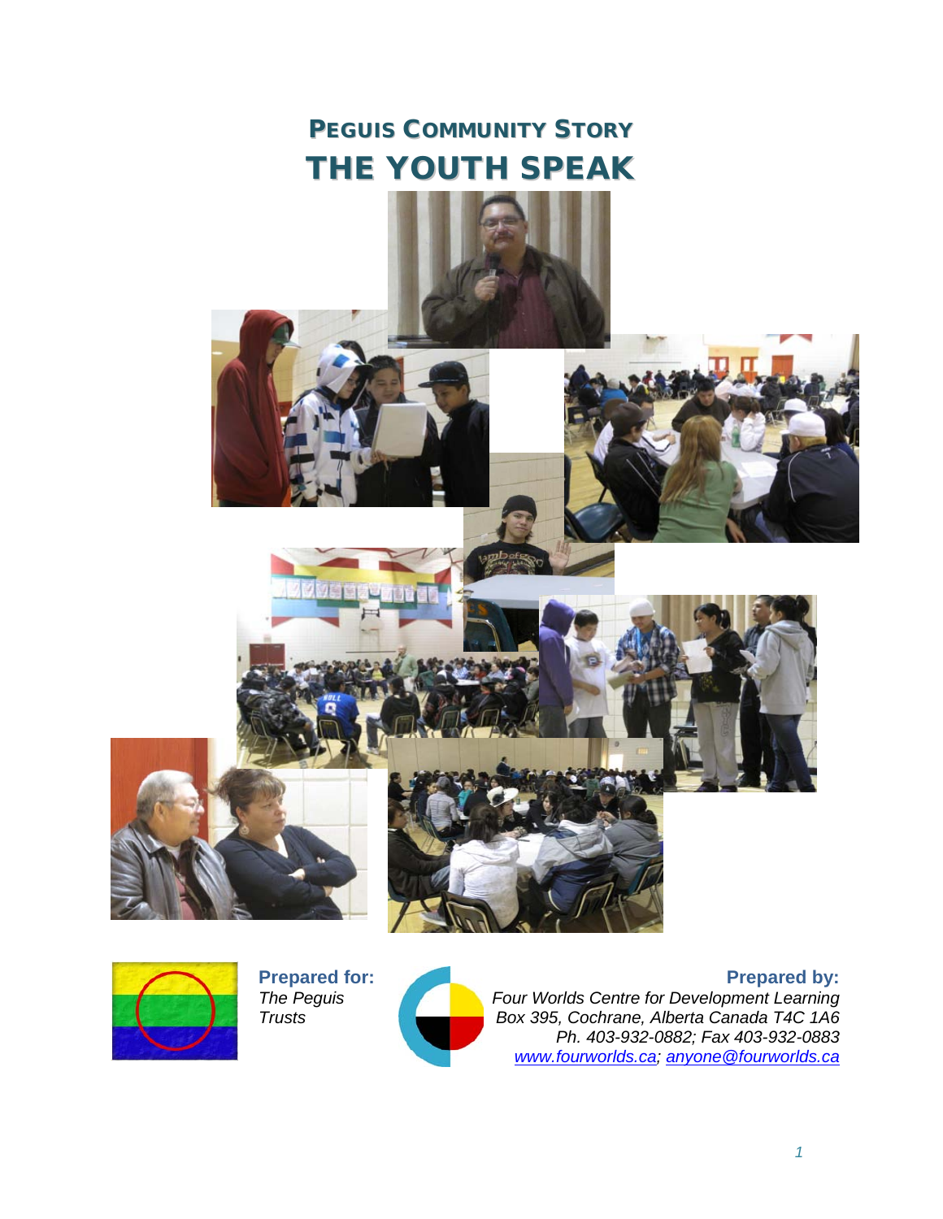# PEGUIS COMMUNITY STORY
# THE YOUTH SPEAK

**Prepared for:**
*The Peguis Trusts*

**Prepared by:**
*Four Worlds Centre for Development Learning*
*Box 395, Cochrane, Alberta Canada T4C 1A6*
*Ph. 403-932-0882; Fax 403-932-0883*
*www.fourworlds.ca; anyone@fourworlds.ca*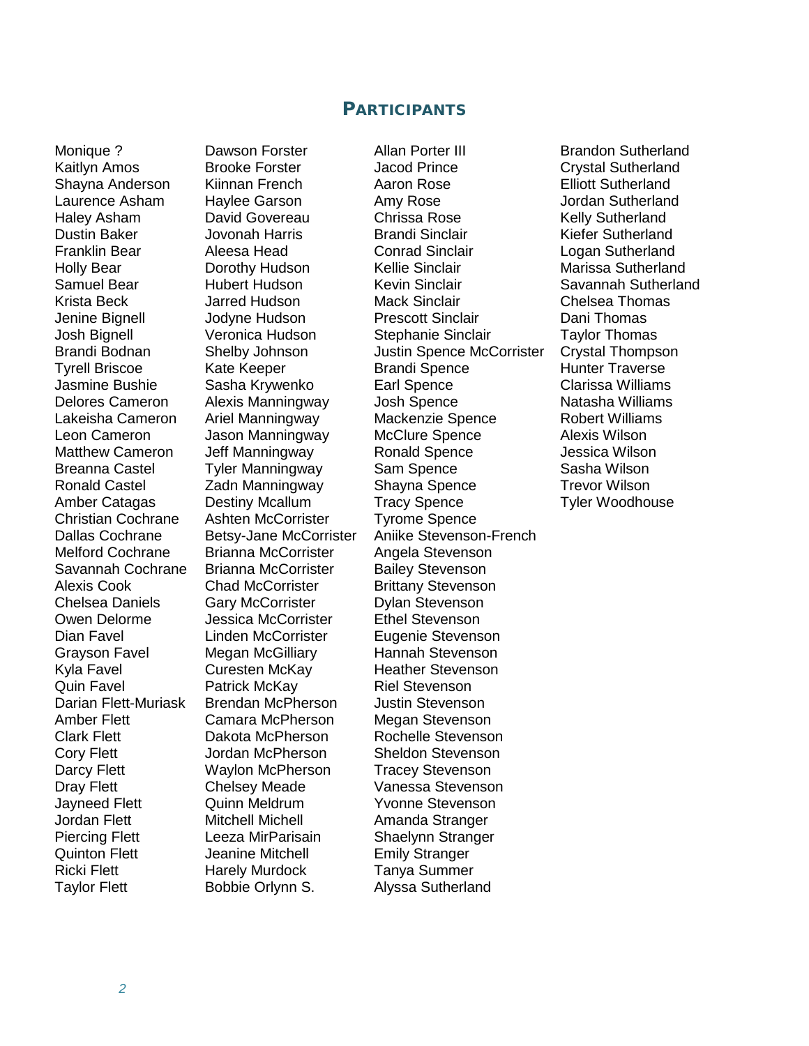## Participants

Monique ?
Kaitlyn Amos
Shayna Anderson
Laurence Asham
Haley Asham
Dustin Baker
Franklin Bear
Holly Bear
Samuel Bear
Krista Beck
Jenine Bignell
Josh Bignell
Brandi Bodnan
Tyrell Briscoe
Jasmine Bushie
Delores Cameron
Lakeisha Cameron
Leon Cameron
Matthew Cameron
Breanna Castel
Ronald Castel
Amber Catagas
Christian Cochrane
Dallas Cochrane
Melford Cochrane
Savannah Cochrane
Alexis Cook
Chelsea Daniels
Owen Delorme
Dian Favel
Grayson Favel
Kyla Favel
Quin Favel
Darian Flett-Muriask
Amber Flett
Clark Flett
Cory Flett
Darcy Flett
Dray Flett
Jayneed Flett
Jordan Flett
Piercing Flett
Quinton Flett
Ricki Flett
Taylor Flett
Dawson Forster
Brooke Forster
Kiinnan French
Haylee Garson
David Govereau
Jovonah Harris
Aleesa Head
Dorothy Hudson
Hubert Hudson
Jarred Hudson
Jodyne Hudson
Veronica Hudson
Shelby Johnson
Kate Keeper
Sasha Krywenko
Alexis Manningway
Ariel Manningway
Jason Manningway
Jeff Manningway
Tyler Manningway
Zadn Manningway
Destiny Mcallum
Ashten McCorrister
Betsy-Jane McCorrister
Brianna McCorrister
Brianna McCorrister
Chad McCorrister
Gary McCorrister
Jessica McCorrister
Linden McCorrister
Megan McGilliary
Curesten McKay
Patrick McKay
Brendan McPherson
Camara McPherson
Dakota McPherson
Jordan McPherson
Waylon McPherson
Chelsey Meade
Quinn Meldrum
Mitchell Michell
Leeza MirParisain
Jeanine Mitchell
Harely Murdock
Bobbie Orlynn S.
Allan Porter III
Jacod Prince
Aaron Rose
Amy Rose
Chrissa Rose
Brandi Sinclair
Conrad Sinclair
Kellie Sinclair
Kevin Sinclair
Mack Sinclair
Prescott Sinclair
Stephanie Sinclair
Justin Spence McCorrister
Brandi Spence
Earl Spence
Josh Spence
Mackenzie Spence
McClure Spence
Ronald Spence
Sam Spence
Shayna Spence
Tracy Spence
Tyrome Spence
Aniike Stevenson-French
Angela Stevenson
Bailey Stevenson
Brittany Stevenson
Dylan Stevenson
Ethel Stevenson
Eugenie Stevenson
Hannah Stevenson
Heather Stevenson
Riel Stevenson
Justin Stevenson
Megan Stevenson
Rochelle Stevenson
Sheldon Stevenson
Tracey Stevenson
Vanessa Stevenson
Yvonne Stevenson
Amanda Stranger
Shaelynn Stranger
Emily Stranger
Tanya Summer
Alyssa Sutherland
Brandon Sutherland
Crystal Sutherland
Elliott Sutherland
Jordan Sutherland
Kelly Sutherland
Kiefer Sutherland
Logan Sutherland
Marissa Sutherland
Savannah Sutherland
Chelsea Thomas
Dani Thomas
Taylor Thomas
Crystal Thompson
Hunter Traverse
Clarissa Williams
Natasha Williams
Robert Williams
Alexis Wilson
Jessica Wilson
Sasha Wilson
Trevor Wilson
Tyler Woodhouse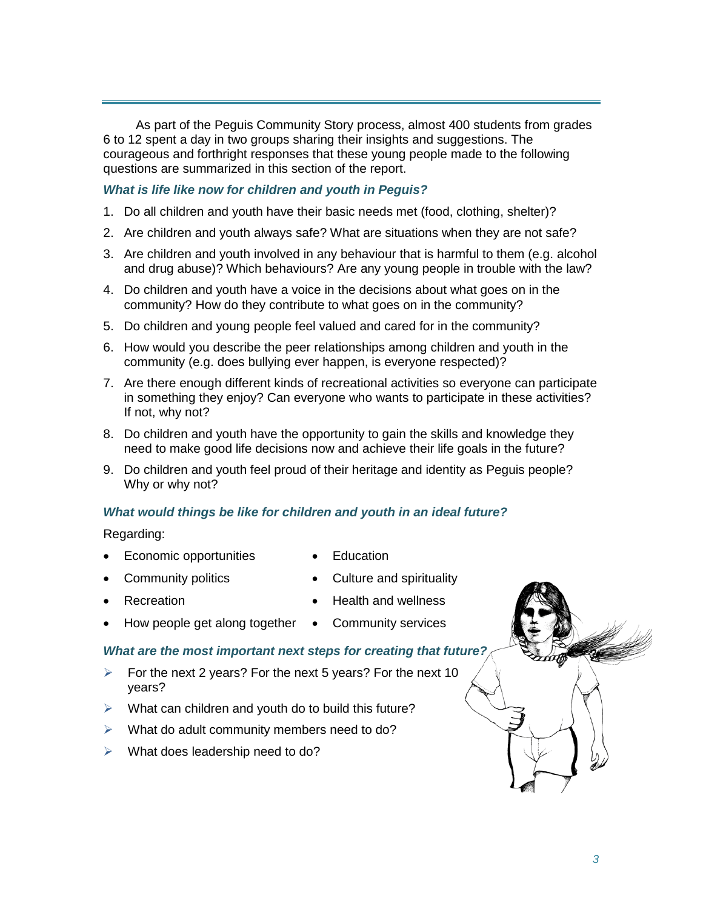As part of the Peguis Community Story process, almost 400 students from grades 6 to 12 spent a day in two groups sharing their insights and suggestions. The courageous and forthright responses that these young people made to the following questions are summarized in this section of the report.

### *What is life like now for children and youth in Peguis?*

1. Do all children and youth have their basic needs met (food, clothing, shelter)?
2. Are children and youth always safe? What are situations when they are not safe?
3. Are children and youth involved in any behaviour that is harmful to them (e.g. alcohol and drug abuse)? Which behaviours? Are any young people in trouble with the law?
4. Do children and youth have a voice in the decisions about what goes on in the community? How do they contribute to what goes on in the community?
5. Do children and young people feel valued and cared for in the community?
6. How would you describe the peer relationships among children and youth in the community (e.g. does bullying ever happen, is everyone respected)?
7. Are there enough different kinds of recreational activities so everyone can participate in something they enjoy? Can everyone who wants to participate in these activities? If not, why not?
8. Do children and youth have the opportunity to gain the skills and knowledge they need to make good life decisions now and achieve their life goals in the future?
9. Do children and youth feel proud of their heritage and identity as Peguis people? Why or why not?

### *What would things be like for children and youth in an ideal future?*

Regarding:

- Economic opportunities
- Education
- Community politics
- Culture and spirituality
- Recreation
- Health and wellness
- How people get along together
- Community services

### *What are the most important next steps for creating that future?*

- For the next 2 years? For the next 5 years? For the next 10 years?
- What can children and youth do to build this future?
- What do adult community members need to do?
- What does leadership need to do?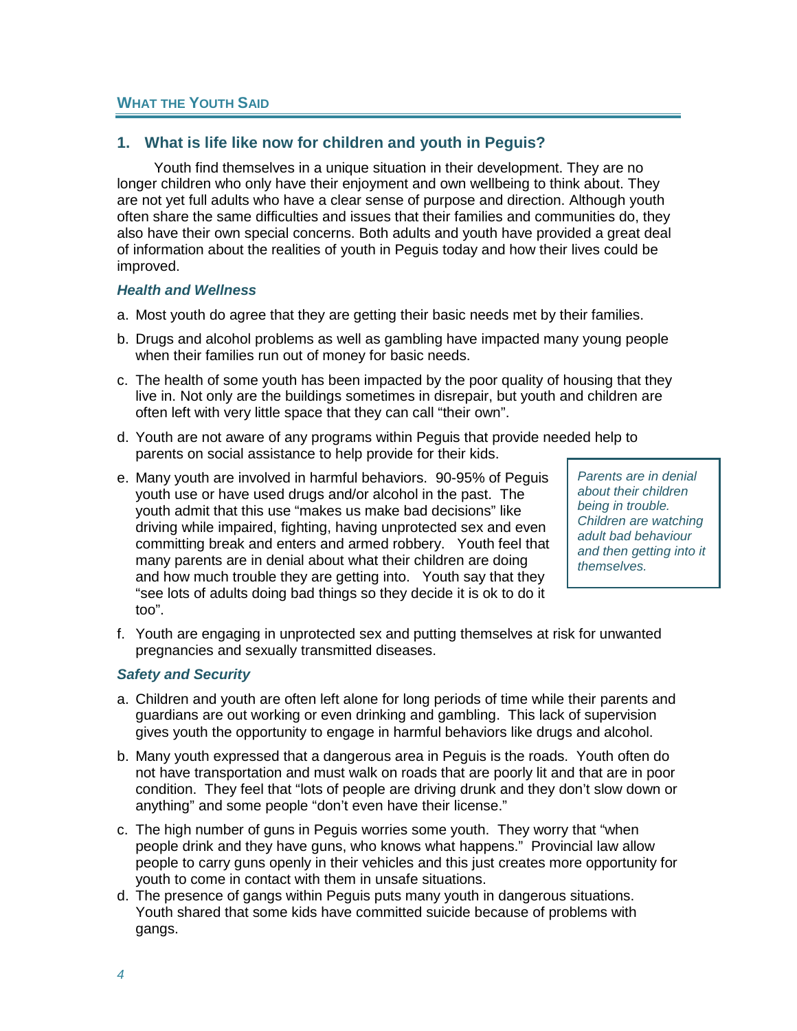## WHAT THE YOUTH SAID

### 1. What is life like now for children and youth in Peguis?

Youth find themselves in a unique situation in their development. They are no longer children who only have their enjoyment and own wellbeing to think about. They are not yet full adults who have a clear sense of purpose and direction. Although youth often share the same difficulties and issues that their families and communities do, they also have their own special concerns. Both adults and youth have provided a great deal of information about the realities of youth in Peguis today and how their lives could be improved.

#### *Health and Wellness*

a. Most youth do agree that they are getting their basic needs met by their families.

b. Drugs and alcohol problems as well as gambling have impacted many young people when their families run out of money for basic needs.

c. The health of some youth has been impacted by the poor quality of housing that they live in. Not only are the buildings sometimes in disrepair, but youth and children are often left with very little space that they can call "their own".

d. Youth are not aware of any programs within Peguis that provide needed help to parents on social assistance to help provide for their kids.

e. Many youth are involved in harmful behaviors. 90-95% of Peguis youth use or have used drugs and/or alcohol in the past. The youth admit that this use "makes us make bad decisions" like driving while impaired, fighting, having unprotected sex and even committing break and enters and armed robbery. Youth feel that many parents are in denial about what their children are doing and how much trouble they are getting into. Youth say that they "see lots of adults doing bad things so they decide it is ok to do it too".

> *Parents are in denial about their children being in trouble. Children are watching adult bad behaviour and then getting into it themselves.*

f. Youth are engaging in unprotected sex and putting themselves at risk for unwanted pregnancies and sexually transmitted diseases.

#### *Safety and Security*

a. Children and youth are often left alone for long periods of time while their parents and guardians are out working or even drinking and gambling. This lack of supervision gives youth the opportunity to engage in harmful behaviors like drugs and alcohol.

b. Many youth expressed that a dangerous area in Peguis is the roads. Youth often do not have transportation and must walk on roads that are poorly lit and that are in poor condition. They feel that "lots of people are driving drunk and they don't slow down or anything" and some people "don't even have their license."

c. The high number of guns in Peguis worries some youth. They worry that "when people drink and they have guns, who knows what happens." Provincial law allow people to carry guns openly in their vehicles and this just creates more opportunity for youth to come in contact with them in unsafe situations.

d. The presence of gangs within Peguis puts many youth in dangerous situations. Youth shared that some kids have committed suicide because of problems with gangs.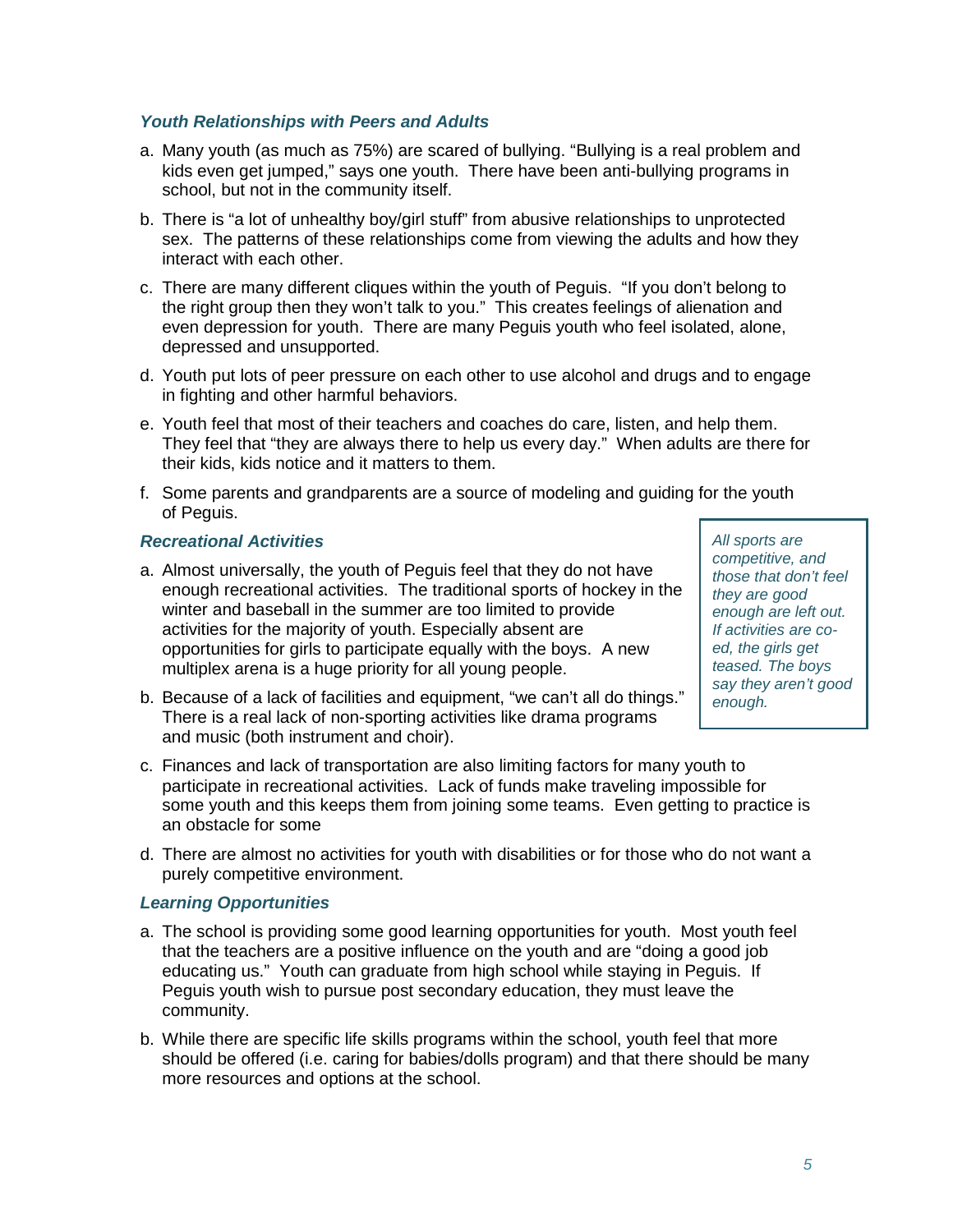### *Youth Relationships with Peers and Adults*

a. Many youth (as much as 75%) are scared of bullying. "Bullying is a real problem and kids even get jumped," says one youth. There have been anti-bullying programs in school, but not in the community itself.

b. There is "a lot of unhealthy boy/girl stuff" from abusive relationships to unprotected sex. The patterns of these relationships come from viewing the adults and how they interact with each other.

c. There are many different cliques within the youth of Peguis. "If you don't belong to the right group then they won't talk to you." This creates feelings of alienation and even depression for youth. There are many Peguis youth who feel isolated, alone, depressed and unsupported.

d. Youth put lots of peer pressure on each other to use alcohol and drugs and to engage in fighting and other harmful behaviors.

e. Youth feel that most of their teachers and coaches do care, listen, and help them. They feel that "they are always there to help us every day." When adults are there for their kids, kids notice and it matters to them.

f. Some parents and grandparents are a source of modeling and guiding for the youth of Peguis.

### *Recreational Activities*

a. Almost universally, the youth of Peguis feel that they do not have enough recreational activities. The traditional sports of hockey in the winter and baseball in the summer are too limited to provide activities for the majority of youth. Especially absent are opportunities for girls to participate equally with the boys. A new multiplex arena is a huge priority for all young people.

b. Because of a lack of facilities and equipment, "we can't all do things." There is a real lack of non-sporting activities like drama programs and music (both instrument and choir).

> *All sports are competitive, and those that don't feel they are good enough are left out. If activities are co-ed, the girls get teased. The boys say they aren't good enough.*

c. Finances and lack of transportation are also limiting factors for many youth to participate in recreational activities. Lack of funds make traveling impossible for some youth and this keeps them from joining some teams. Even getting to practice is an obstacle for some

d. There are almost no activities for youth with disabilities or for those who do not want a purely competitive environment.

### *Learning Opportunities*

a. The school is providing some good learning opportunities for youth. Most youth feel that the teachers are a positive influence on the youth and are "doing a good job educating us." Youth can graduate from high school while staying in Peguis. If Peguis youth wish to pursue post secondary education, they must leave the community.

b. While there are specific life skills programs within the school, youth feel that more should be offered (i.e. caring for babies/dolls program) and that there should be many more resources and options at the school.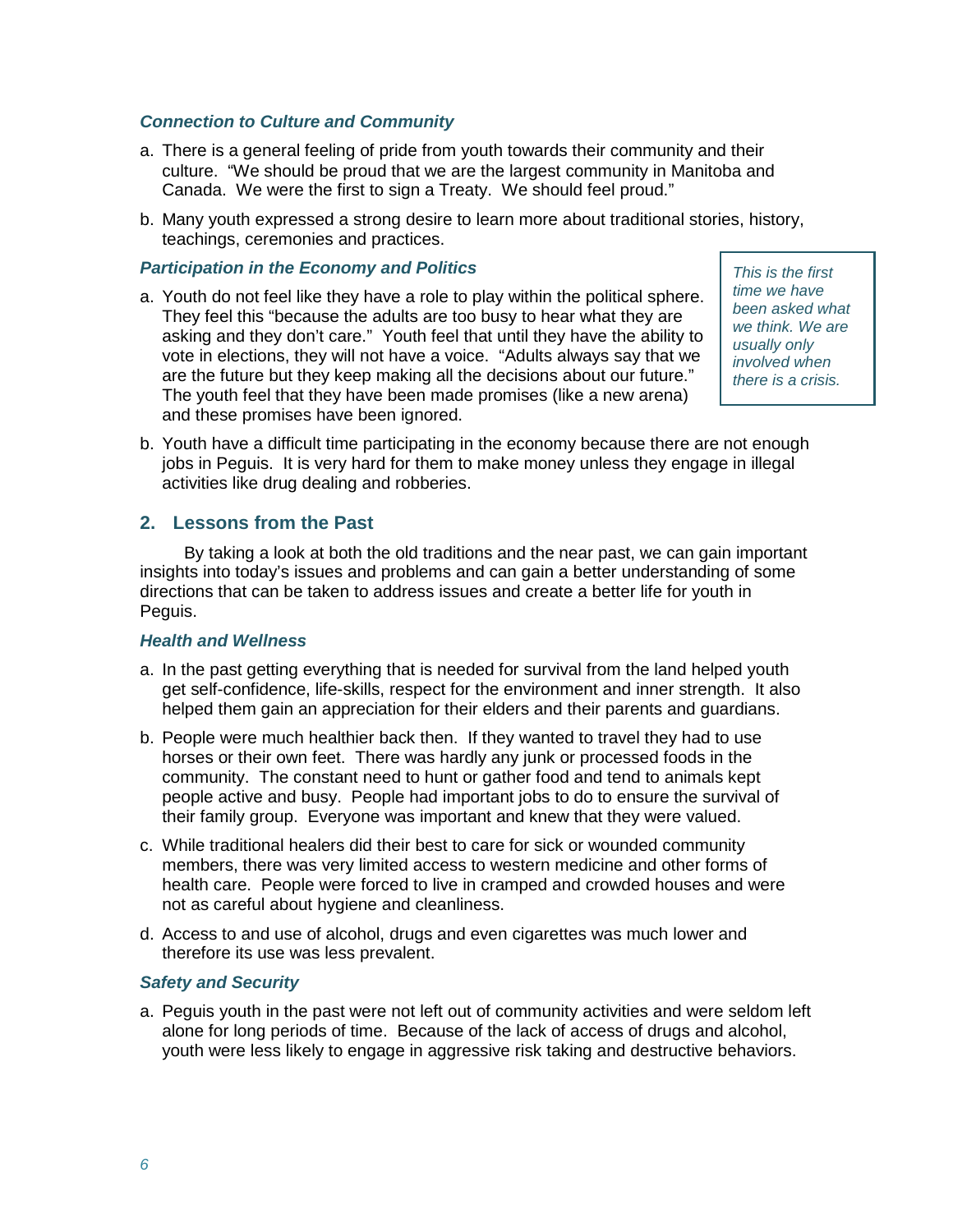### *Connection to Culture and Community*

a. There is a general feeling of pride from youth towards their community and their culture. "We should be proud that we are the largest community in Manitoba and Canada. We were the first to sign a Treaty. We should feel proud."

b. Many youth expressed a strong desire to learn more about traditional stories, history, teachings, ceremonies and practices.

### *Participation in the Economy and Politics*

a. Youth do not feel like they have a role to play within the political sphere. They feel this "because the adults are too busy to hear what they are asking and they don't care." Youth feel that until they have the ability to vote in elections, they will not have a voice. "Adults always say that we are the future but they keep making all the decisions about our future." The youth feel that they have been made promises (like a new arena) and these promises have been ignored.

> *This is the first time we have been asked what we think. We are usually only involved when there is a crisis.*

b. Youth have a difficult time participating in the economy because there are not enough jobs in Peguis. It is very hard for them to make money unless they engage in illegal activities like drug dealing and robberies.

## 2. Lessons from the Past

By taking a look at both the old traditions and the near past, we can gain important insights into today's issues and problems and can gain a better understanding of some directions that can be taken to address issues and create a better life for youth in Peguis.

### *Health and Wellness*

a. In the past getting everything that is needed for survival from the land helped youth get self-confidence, life-skills, respect for the environment and inner strength. It also helped them gain an appreciation for their elders and their parents and guardians.

b. People were much healthier back then. If they wanted to travel they had to use horses or their own feet. There was hardly any junk or processed foods in the community. The constant need to hunt or gather food and tend to animals kept people active and busy. People had important jobs to do to ensure the survival of their family group. Everyone was important and knew that they were valued.

c. While traditional healers did their best to care for sick or wounded community members, there was very limited access to western medicine and other forms of health care. People were forced to live in cramped and crowded houses and were not as careful about hygiene and cleanliness.

d. Access to and use of alcohol, drugs and even cigarettes was much lower and therefore its use was less prevalent.

### *Safety and Security*

a. Peguis youth in the past were not left out of community activities and were seldom left alone for long periods of time. Because of the lack of access of drugs and alcohol, youth were less likely to engage in aggressive risk taking and destructive behaviors.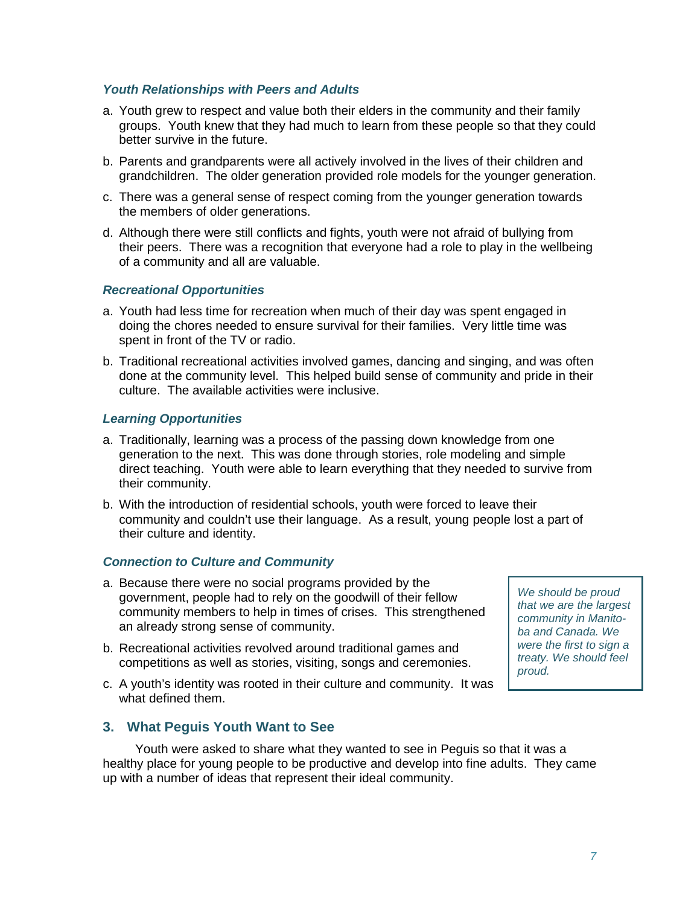*Youth Relationships with Peers and Adults*

a. Youth grew to respect and value both their elders in the community and their family groups. Youth knew that they had much to learn from these people so that they could better survive in the future.

b. Parents and grandparents were all actively involved in the lives of their children and grandchildren. The older generation provided role models for the younger generation.

c. There was a general sense of respect coming from the younger generation towards the members of older generations.

d. Although there were still conflicts and fights, youth were not afraid of bullying from their peers. There was a recognition that everyone had a role to play in the wellbeing of a community and all are valuable.

*Recreational Opportunities*

a. Youth had less time for recreation when much of their day was spent engaged in doing the chores needed to ensure survival for their families. Very little time was spent in front of the TV or radio.

b. Traditional recreational activities involved games, dancing and singing, and was often done at the community level. This helped build sense of community and pride in their culture. The available activities were inclusive.

*Learning Opportunities*

a. Traditionally, learning was a process of the passing down knowledge from one generation to the next. This was done through stories, role modeling and simple direct teaching. Youth were able to learn everything that they needed to survive from their community.

b. With the introduction of residential schools, youth were forced to leave their community and couldn't use their language. As a result, young people lost a part of their culture and identity.

*Connection to Culture and Community*

a. Because there were no social programs provided by the government, people had to rely on the goodwill of their fellow community members to help in times of crises. This strengthened an already strong sense of community.

b. Recreational activities revolved around traditional games and competitions as well as stories, visiting, songs and ceremonies.

c. A youth's identity was rooted in their culture and community. It was what defined them.

> *We should be proud that we are the largest community in Manitoba and Canada. We were the first to sign a treaty. We should feel proud.*

## 3. What Peguis Youth Want to See

Youth were asked to share what they wanted to see in Peguis so that it was a healthy place for young people to be productive and develop into fine adults. They came up with a number of ideas that represent their ideal community.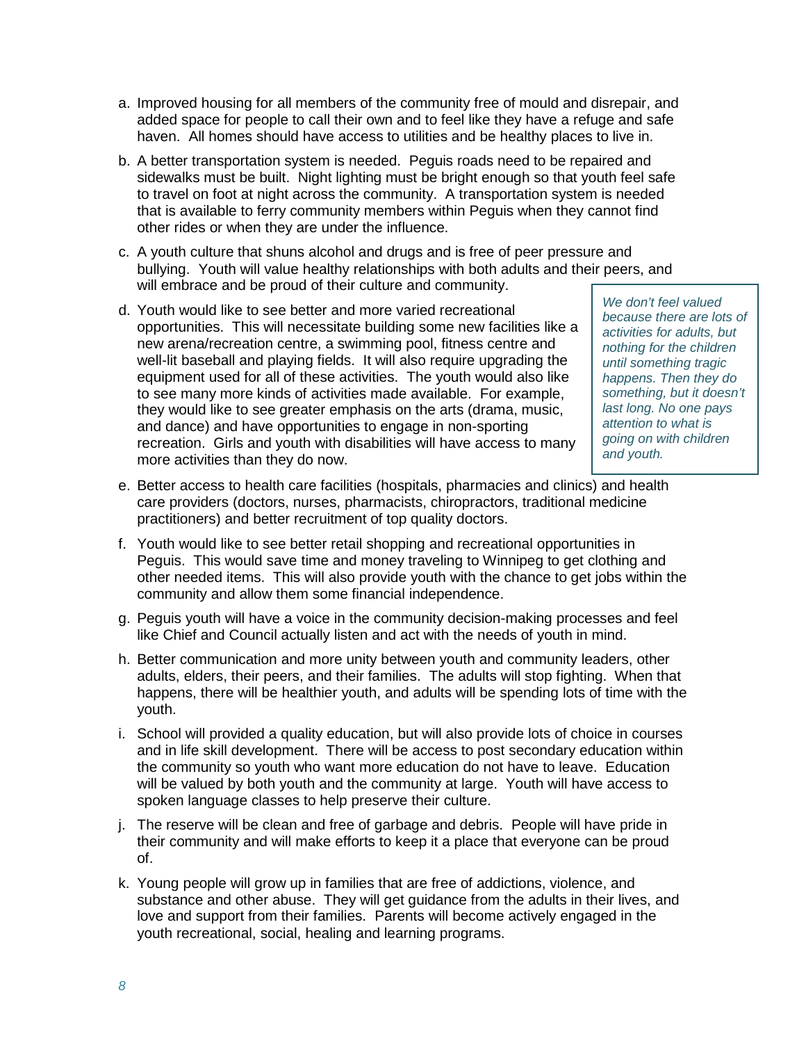a. Improved housing for all members of the community free of mould and disrepair, and added space for people to call their own and to feel like they have a refuge and safe haven. All homes should have access to utilities and be healthy places to live in.

b. A better transportation system is needed. Peguis roads need to be repaired and sidewalks must be built. Night lighting must be bright enough so that youth feel safe to travel on foot at night across the community. A transportation system is needed that is available to ferry community members within Peguis when they cannot find other rides or when they are under the influence.

c. A youth culture that shuns alcohol and drugs and is free of peer pressure and bullying. Youth will value healthy relationships with both adults and their peers, and will embrace and be proud of their culture and community.

d. Youth would like to see better and more varied recreational opportunities. This will necessitate building some new facilities like a new arena/recreation centre, a swimming pool, fitness centre and well-lit baseball and playing fields. It will also require upgrading the equipment used for all of these activities. The youth would also like to see many more kinds of activities made available. For example, they would like to see greater emphasis on the arts (drama, music, and dance) and have opportunities to engage in non-sporting recreation. Girls and youth with disabilities will have access to many more activities than they do now.

> *We don't feel valued because there are lots of activities for adults, but nothing for the children until something tragic happens. Then they do something, but it doesn't last long. No one pays attention to what is going on with children and youth.*

e. Better access to health care facilities (hospitals, pharmacies and clinics) and health care providers (doctors, nurses, pharmacists, chiropractors, traditional medicine practitioners) and better recruitment of top quality doctors.

f. Youth would like to see better retail shopping and recreational opportunities in Peguis. This would save time and money traveling to Winnipeg to get clothing and other needed items. This will also provide youth with the chance to get jobs within the community and allow them some financial independence.

g. Peguis youth will have a voice in the community decision-making processes and feel like Chief and Council actually listen and act with the needs of youth in mind.

h. Better communication and more unity between youth and community leaders, other adults, elders, their peers, and their families. The adults will stop fighting. When that happens, there will be healthier youth, and adults will be spending lots of time with the youth.

i. School will provided a quality education, but will also provide lots of choice in courses and in life skill development. There will be access to post secondary education within the community so youth who want more education do not have to leave. Education will be valued by both youth and the community at large. Youth will have access to spoken language classes to help preserve their culture.

j. The reserve will be clean and free of garbage and debris. People will have pride in their community and will make efforts to keep it a place that everyone can be proud of.

k. Young people will grow up in families that are free of addictions, violence, and substance and other abuse. They will get guidance from the adults in their lives, and love and support from their families. Parents will become actively engaged in the youth recreational, social, healing and learning programs.